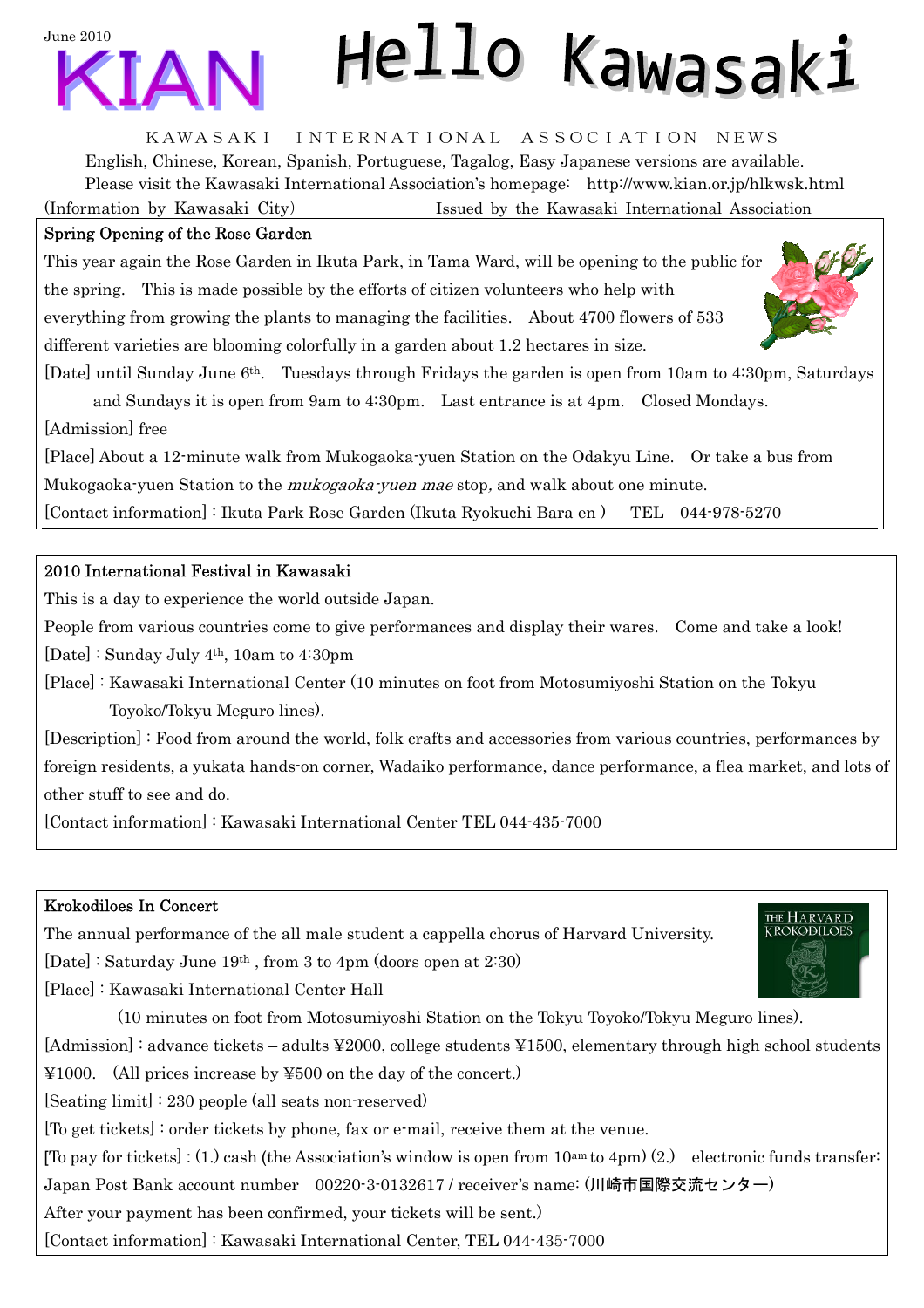June 2010

# KIAN Hello Kawasaki

KAWASAKI INTERNATIONAL ASSOCIATION NEWS

English, Chinese, Korean, Spanish, Portuguese, Tagalog, Easy Japanese versions are available.

Please visit the Kawasaki International Association's homepage: http://www.kian.or.jp/hlkwsk.html

(Information by Kawasaki City) Issued by the Kawasaki International Association

## Spring Opening of the Rose Garden

This year again the Rose Garden in Ikuta Park, in Tama Ward, will be opening to the public for the spring. This is made possible by the efforts of citizen volunteers who help with everything from growing the plants to managing the facilities. About 4700 flowers of 533 different varieties are blooming colorfully in a garden about 1.2 hectares in size.

[Date] until Sunday June 6th. Tuesdays through Fridays the garden is open from 10am to 4:30pm, Saturdays and Sundays it is open from 9am to 4:30pm. Last entrance is at 4pm. Closed Mondays.

[Admission] free

[Place] About a 12-minute walk from Mukogaoka-yuen Station on the Odakyu Line. Or take a bus from Mukogaoka-yuen Station to the *mukogaoka-yuen mae* stop, and walk about one minute.

[Contact information] : Ikuta Park Rose Garden (Ikuta Ryokuchi Bara en ) TEL 044-978-5270

## 2010 International Festival in Kawasaki

This is a day to experience the world outside Japan.

People from various countries come to give performances and display their wares. Come and take a look!

[Date] : Sunday July 4th, 10am to 4:30pm

[Place] : Kawasaki International Center (10 minutes on foot from Motosumiyoshi Station on the Tokyu Toyoko/Tokyu Meguro lines).

[Description] : Food from around the world, folk crafts and accessories from various countries, performances by foreign residents, a yukata hands-on corner, Wadaiko performance, dance performance, a flea market, and lots of other stuff to see and do.

[Contact information] : Kawasaki International Center TEL 044-435-7000

## Krokodiloes In Concert

The annual performance of the all male student a cappella chorus of Harvard University.

[Date] : Saturday June 19th , from 3 to 4pm (doors open at 2:30)

[Place] : Kawasaki International Center Hall (10 minutes on foot from Motosumiyoshi Station on the Tokyu Toyoko/Tokyu Meguro lines).

[Admission] : advance tickets – adults ¥2000, college students ¥1500, elementary through high school students ¥1000. (All prices increase by ¥500 on the day of the concert.)

[Seating limit] : 230 people (all seats non-reserved)

[To get tickets] : order tickets by phone, fax or e-mail, receive them at the venue.

[To pay for tickets] : (1.) cash (the Association's window is open from 10am to 4pm) (2.) electronic funds transfer: Japan Post Bank account number 00220-3-0132617 / receiver's name: (川崎市国際交流センター)

After your payment has been confirmed, your tickets will be sent.)

[Contact information] : Kawasaki International Center, TEL 044-435-7000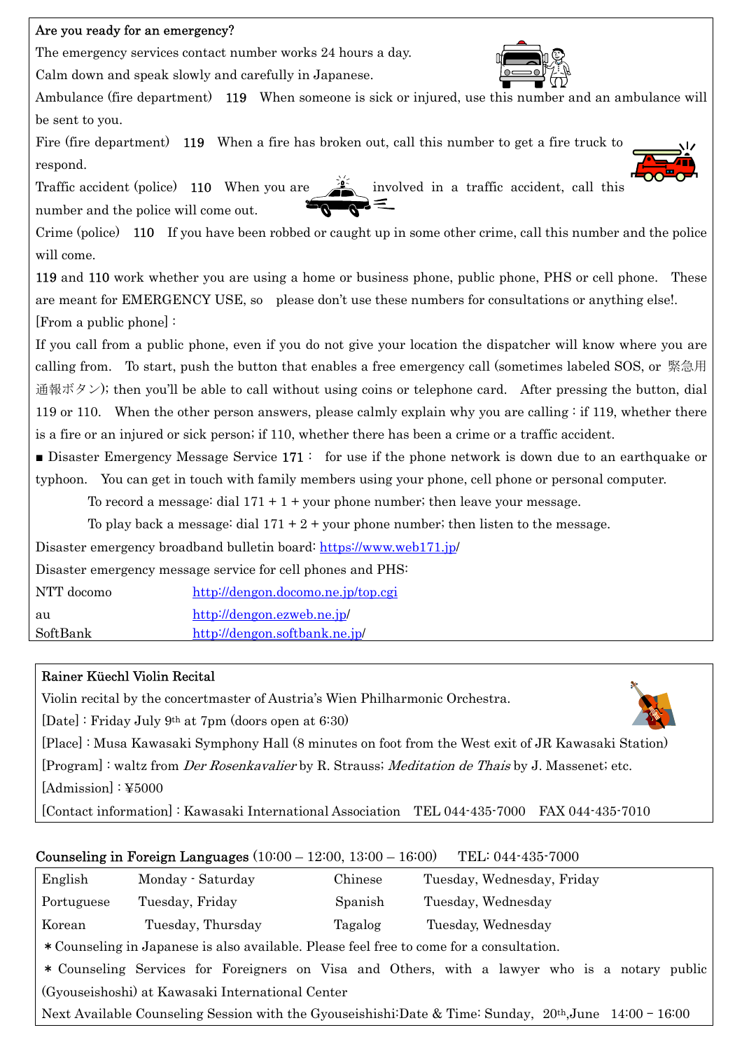### Are you ready for an emergency?

The emergency services contact number works 24 hours a day.

Calm down and speak slowly and carefully in Japanese.

Ambulance (fire department) 119 When someone is sick or injured, use this number and an ambulance will be sent to you.

Fire (fire department) 119 When a fire has broken out, call this number to get a fire truck to respond.

Traffic accident (police) 110 When you are involved in a traffic accident, call this number and the police will come out.

Crime (police) 110 If you have been robbed or caught up in some other crime, call this number and the police will come.

119 and 110 work whether you are using a home or business phone, public phone, PHS or cell phone. These are meant for EMERGENCY USE, so please don't use these numbers for consultations or anything else!.

[From a public phone]：

If you call from a public phone, even if you do not give your location the dispatcher will know where you are calling from. To start, push the button that enables a free emergency call (sometimes labeled SOS, or 緊急用通報ボタン); then you'll be able to call without using coins or telephone card. After pressing the button, dial 119 or 110. When the other person answers, please calmly explain why you are calling：if 119, whether there is a fire or an injured or sick person; if 110, whether there has been a crime or a traffic accident.

■ Disaster Emergency Message Service 171： for use if the phone network is down due to an earthquake or typhoon. You can get in touch with family members using your phone, cell phone or personal computer.

To record a message: dial 171 + 1 + your phone number; then leave your message.

To play back a message: dial 171 + 2 + your phone number; then listen to the message.

Disaster emergency broadband bulletin board: https://www.web171.jp/

Disaster emergency message service for cell phones and PHS:

| | |
|---|---|
| NTT docomo | http://dengon.docomo.ne.jp/top.cgi |
| au | http://dengon.ezweb.ne.jp/ |
| SoftBank | http://dengon.softbank.ne.jp/ |

### Rainer Küechl Violin Recital

Violin recital by the concertmaster of Austria's Wien Philharmonic Orchestra.

[Date]：Friday July 9th at 7pm (doors open at 6:30)

[Place]：Musa Kawasaki Symphony Hall (8 minutes on foot from the West exit of JR Kawasaki Station)

[Program]：waltz from *Der Rosenkavalier* by R. Strauss; *Meditation de Thais* by J. Massenet; etc.

[Admission]：¥5000

[Contact information]：Kawasaki International Association TEL 044-435-7000 FAX 044-435-7010

### Counseling in Foreign Languages (10:00 – 12:00, 13:00 – 16:00) TEL: 044-435-7000

| | | | |
|---|---|---|---|
| English | Monday - Saturday | Chinese | Tuesday, Wednesday, Friday |
| Portuguese | Tuesday, Friday | Spanish | Tuesday, Wednesday |
| Korean | Tuesday, Thursday | Tagalog | Tuesday, Wednesday |

＊Counseling in Japanese is also available. Please feel free to come for a consultation.

＊Counseling Services for Foreigners on Visa and Others, with a lawyer who is a notary public (Gyouseishoshi) at Kawasaki International Center

Next Available Counseling Session with the Gyouseishishi:Date & Time: Sunday, 20th,June 14:00 – 16:00